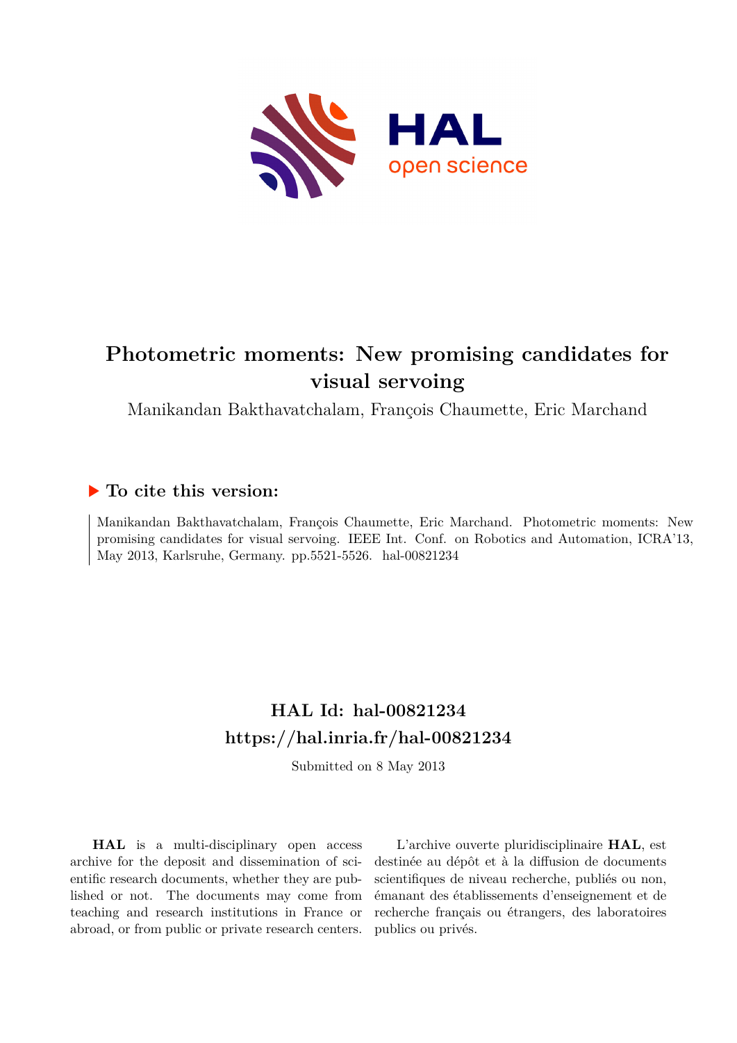# Photometric moments: New promising candidates for visual servoing

Manikandan Bakthavatchalam, François Chaumette, Eric Marchand

## ▶ To cite this version:

Manikandan Bakthavatchalam, François Chaumette, Eric Marchand. Photometric moments: New promising candidates for visual servoing. IEEE Int. Conf. on Robotics and Automation, ICRA'13, May 2013, Karlsruhe, Germany. pp.5521-5526. hal-00821234

## HAL Id: hal-00821234
## https://hal.inria.fr/hal-00821234

Submitted on 8 May 2013

**HAL** is a multi-disciplinary open access archive for the deposit and dissemination of scientific research documents, whether they are published or not. The documents may come from teaching and research institutions in France or abroad, or from public or private research centers.

L'archive ouverte pluridisciplinaire **HAL**, est destinée au dépôt et à la diffusion de documents scientifiques de niveau recherche, publiés ou non, émanant des établissements d'enseignement et de recherche français ou étrangers, des laboratoires publics ou privés.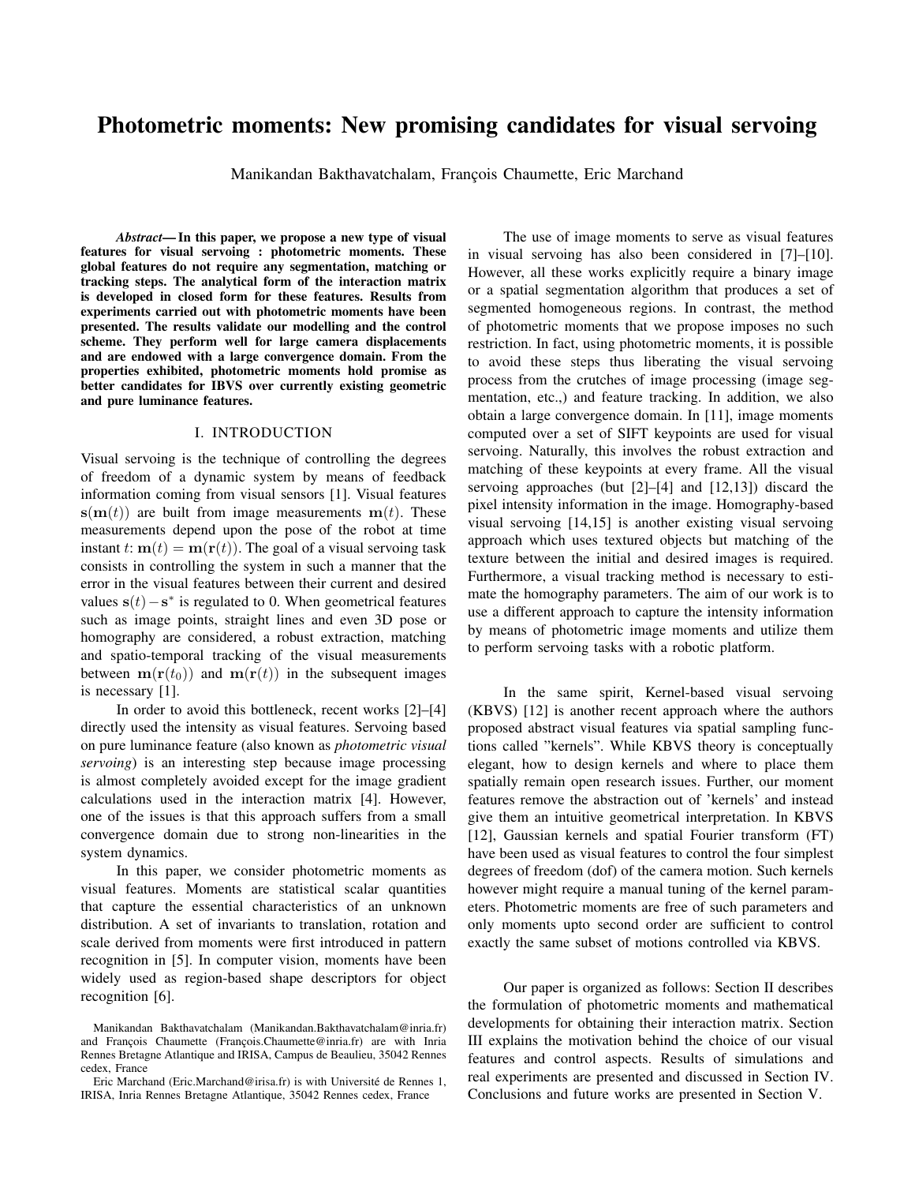# Photometric moments: New promising candidates for visual servoing

Manikandan Bakthavatchalam, François Chaumette, Eric Marchand

***Abstract*— In this paper, we propose a new type of visual features for visual servoing : photometric moments. These global features do not require any segmentation, matching or tracking steps. The analytical form of the interaction matrix is developed in closed form for these features. Results from experiments carried out with photometric moments have been presented. The results validate our modelling and the control scheme. They perform well for large camera displacements and are endowed with a large convergence domain. From the properties exhibited, photometric moments hold promise as better candidates for IBVS over currently existing geometric and pure luminance features.**

## I. INTRODUCTION

Visual servoing is the technique of controlling the degrees of freedom of a dynamic system by means of feedback information coming from visual sensors [1]. Visual features $\mathbf{s}(\mathbf{m}(t))$ are built from image measurements $\mathbf{m}(t)$. These measurements depend upon the pose of the robot at time instant $t$: $\mathbf{m}(t) = \mathbf{m}(\mathbf{r}(t))$. The goal of a visual servoing task consists in controlling the system in such a manner that the error in the visual features between their current and desired values $\mathbf{s}(t) - \mathbf{s}^*$ is regulated to 0. When geometrical features such as image points, straight lines and even 3D pose or homography are considered, a robust extraction, matching and spatio-temporal tracking of the visual measurements between $\mathbf{m}(\mathbf{r}(t_0))$ and $\mathbf{m}(\mathbf{r}(t))$ in the subsequent images is necessary [1].

In order to avoid this bottleneck, recent works [2]–[4] directly used the intensity as visual features. Servoing based on pure luminance feature (also known as *photometric visual servoing*) is an interesting step because image processing is almost completely avoided except for the image gradient calculations used in the interaction matrix [4]. However, one of the issues is that this approach suffers from a small convergence domain due to strong non-linearities in the system dynamics.

In this paper, we consider photometric moments as visual features. Moments are statistical scalar quantities that capture the essential characteristics of an unknown distribution. A set of invariants to translation, rotation and scale derived from moments were first introduced in pattern recognition in [5]. In computer vision, moments have been widely used as region-based shape descriptors for object recognition [6].

The use of image moments to serve as visual features in visual servoing has also been considered in [7]–[10]. However, all these works explicitly require a binary image or a spatial segmentation algorithm that produces a set of segmented homogeneous regions. In contrast, the method of photometric moments that we propose imposes no such restriction. In fact, using photometric moments, it is possible to avoid these steps thus liberating the visual servoing process from the crutches of image processing (image segmentation, etc.,) and feature tracking. In addition, we also obtain a large convergence domain. In [11], image moments computed over a set of SIFT keypoints are used for visual servoing. Naturally, this involves the robust extraction and matching of these keypoints at every frame. All the visual servoing approaches (but [2]–[4] and [12,13]) discard the pixel intensity information in the image. Homography-based visual servoing [14,15] is another existing visual servoing approach which uses textured objects but matching of the texture between the initial and desired images is required. Furthermore, a visual tracking method is necessary to estimate the homography parameters. The aim of our work is to use a different approach to capture the intensity information by means of photometric image moments and utilize them to perform servoing tasks with a robotic platform.

In the same spirit, Kernel-based visual servoing (KBVS) [12] is another recent approach where the authors proposed abstract visual features via spatial sampling functions called "kernels". While KBVS theory is conceptually elegant, how to design kernels and where to place them spatially remain open research issues. Further, our moment features remove the abstraction out of 'kernels' and instead give them an intuitive geometrical interpretation. In KBVS [12], Gaussian kernels and spatial Fourier transform (FT) have been used as visual features to control the four simplest degrees of freedom (dof) of the camera motion. Such kernels however might require a manual tuning of the kernel parameters. Photometric moments are free of such parameters and only moments upto second order are sufficient to control exactly the same subset of motions controlled via KBVS.

Our paper is organized as follows: Section II describes the formulation of photometric moments and mathematical developments for obtaining their interaction matrix. Section III explains the motivation behind the choice of our visual features and control aspects. Results of simulations and real experiments are presented and discussed in Section IV. Conclusions and future works are presented in Section V.

Manikandan Bakthavatchalam (Manikandan.Bakthavatchalam@inria.fr) and François Chaumette (François.Chaumette@inria.fr) are with Inria Rennes Bretagne Atlantique and IRISA, Campus de Beaulieu, 35042 Rennes cedex, France

Eric Marchand (Eric.Marchand@irisa.fr) is with Université de Rennes 1, IRISA, Inria Rennes Bretagne Atlantique, 35042 Rennes cedex, France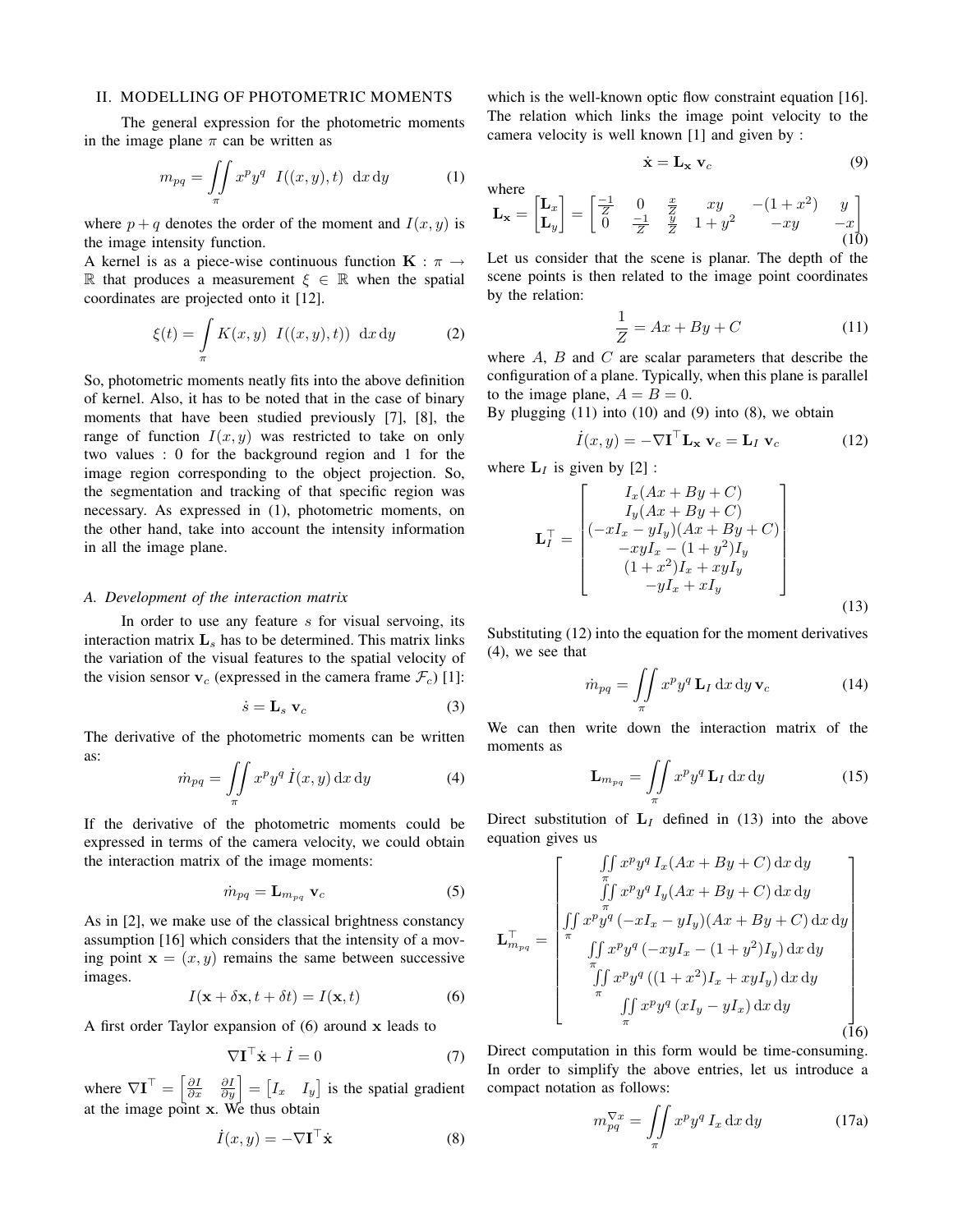## II. MODELLING OF PHOTOMETRIC MOMENTS

The general expression for the photometric moments in the image plane $\pi$ can be written as

$$m_{pq} = \iint_{\pi} x^p y^q \;\; I((x,y),t) \;\; \mathrm{d}x\,\mathrm{d}y \tag{1}$$

where $p+q$ denotes the order of the moment and $I(x,y)$ is the image intensity function.

A kernel is as a piece-wise continuous function $\mathbf{K} : \pi \to \mathbb{R}$ that produces a measurement $\xi \in \mathbb{R}$ when the spatial coordinates are projected onto it [12].

$$\xi(t) = \int_{\pi} K(x,y) \;\; I((x,y),t)) \;\; \mathrm{d}x\,\mathrm{d}y \tag{2}$$

So, photometric moments neatly fits into the above definition of kernel. Also, it has to be noted that in the case of binary moments that have been studied previously [7], [8], the range of function $I(x,y)$ was restricted to take on only two values : 0 for the background region and 1 for the image region corresponding to the object projection. So, the segmentation and tracking of that specific region was necessary. As expressed in (1), photometric moments, on the other hand, take into account the intensity information in all the image plane.

### A. Development of the interaction matrix

In order to use any feature $s$ for visual servoing, its interaction matrix $\mathbf{L}_s$ has to be determined. This matrix links the variation of the visual features to the spatial velocity of the vision sensor $\mathbf{v}_c$ (expressed in the camera frame $\mathcal{F}_c$) [1]:

$$\dot{s} = \mathbf{L}_s \; \mathbf{v}_c \tag{3}$$

The derivative of the photometric moments can be written as:

$$\dot{m}_{pq} = \iint_{\pi} x^p y^q \, \dot{I}(x,y) \, \mathrm{d}x\,\mathrm{d}y \tag{4}$$

If the derivative of the photometric moments could be expressed in terms of the camera velocity, we could obtain the interaction matrix of the image moments:

$$\dot{m}_{pq} = \mathbf{L}_{m_{pq}} \; \mathbf{v}_c \tag{5}$$

As in [2], we make use of the classical brightness constancy assumption [16] which considers that the intensity of a moving point $\mathbf{x} = (x,y)$ remains the same between successive images.

$$I(\mathbf{x} + \delta\mathbf{x}, t + \delta t) = I(\mathbf{x}, t) \tag{6}$$

A first order Taylor expansion of (6) around $\mathbf{x}$ leads to

$$\nabla \mathbf{I}^\top \dot{\mathbf{x}} + \dot{I} = 0 \tag{7}$$

where $\nabla \mathbf{I}^\top = \begin{bmatrix} \frac{\partial I}{\partial x} & \frac{\partial I}{\partial y} \end{bmatrix} = \begin{bmatrix} I_x & I_y \end{bmatrix}$ is the spatial gradient at the image point $\mathbf{x}$. We thus obtain

$$\dot{I}(x,y) = -\nabla \mathbf{I}^\top \dot{\mathbf{x}} \tag{8}$$

which is the well-known optic flow constraint equation [16]. The relation which links the image point velocity to the camera velocity is well known [1] and given by :

$$\dot{\mathbf{x}} = \mathbf{L}_{\mathbf{x}} \; \mathbf{v}_c \tag{9}$$

where

$$\mathbf{L}_{\mathbf{x}} = \begin{bmatrix} \mathbf{L}_x \\ \mathbf{L}_y \end{bmatrix} = \begin{bmatrix} \frac{-1}{Z} & 0 & \frac{x}{Z} & xy & -(1+x^2) & y \\ 0 & \frac{-1}{Z} & \frac{y}{Z} & 1+y^2 & -xy & -x \end{bmatrix} \tag{10}$$

Let us consider that the scene is planar. The depth of the scene points is then related to the image point coordinates by the relation:

$$\frac{1}{Z} = Ax + By + C \tag{11}$$

where $A$, $B$ and $C$ are scalar parameters that describe the configuration of a plane. Typically, when this plane is parallel to the image plane, $A = B = 0$.

By plugging (11) into (10) and (9) into (8), we obtain

$$\dot{I}(x,y) = -\nabla \mathbf{I}^\top \mathbf{L}_{\mathbf{x}} \; \mathbf{v}_c = \mathbf{L}_I \; \mathbf{v}_c \tag{12}$$

where $\mathbf{L}_I$ is given by [2] :

$$\mathbf{L}_I^\top = \begin{bmatrix} I_x(Ax+By+C) \\ I_y(Ax+By+C) \\ (-xI_x - yI_y)(Ax+By+C) \\ -xyI_x - (1+y^2)I_y \\ (1+x^2)I_x + xyI_y \\ -yI_x + xI_y \end{bmatrix} \tag{13}$$

Substituting (12) into the equation for the moment derivatives (4), we see that

$$\dot{m}_{pq} = \iint_{\pi} x^p y^q \, \mathbf{L}_I \, \mathrm{d}x\,\mathrm{d}y \, \mathbf{v}_c \tag{14}$$

We can then write down the interaction matrix of the moments as

$$\mathbf{L}_{m_{pq}} = \iint_{\pi} x^p y^q \, \mathbf{L}_I \, \mathrm{d}x\,\mathrm{d}y \tag{15}$$

Direct substitution of $\mathbf{L}_I$ defined in (13) into the above equation gives us

$$\mathbf{L}_{m_{pq}}^\top = \begin{bmatrix} \iint_{\pi} x^p y^q \, I_x(Ax+By+C) \, \mathrm{d}x\,\mathrm{d}y \\ \iint_{\pi} x^p y^q \, I_y(Ax+By+C) \, \mathrm{d}x\,\mathrm{d}y \\ \iint_{\pi} x^p y^q \, (-xI_x - yI_y)(Ax+By+C) \, \mathrm{d}x\,\mathrm{d}y \\ \iint_{\pi} x^p y^q \, (-xyI_x - (1+y^2)I_y) \, \mathrm{d}x\,\mathrm{d}y \\ \iint_{\pi} x^p y^q \, ((1+x^2)I_x + xyI_y) \, \mathrm{d}x\,\mathrm{d}y \\ \iint_{\pi} x^p y^q \, (xI_y - yI_x) \, \mathrm{d}x\,\mathrm{d}y \end{bmatrix} \tag{16}$$

Direct computation in this form would be time-consuming. In order to simplify the above entries, let us introduce a compact notation as follows:

$$m_{pq}^{\nabla x} = \iint_{\pi} x^p y^q \, I_x \, \mathrm{d}x\,\mathrm{d}y \tag{17a}$$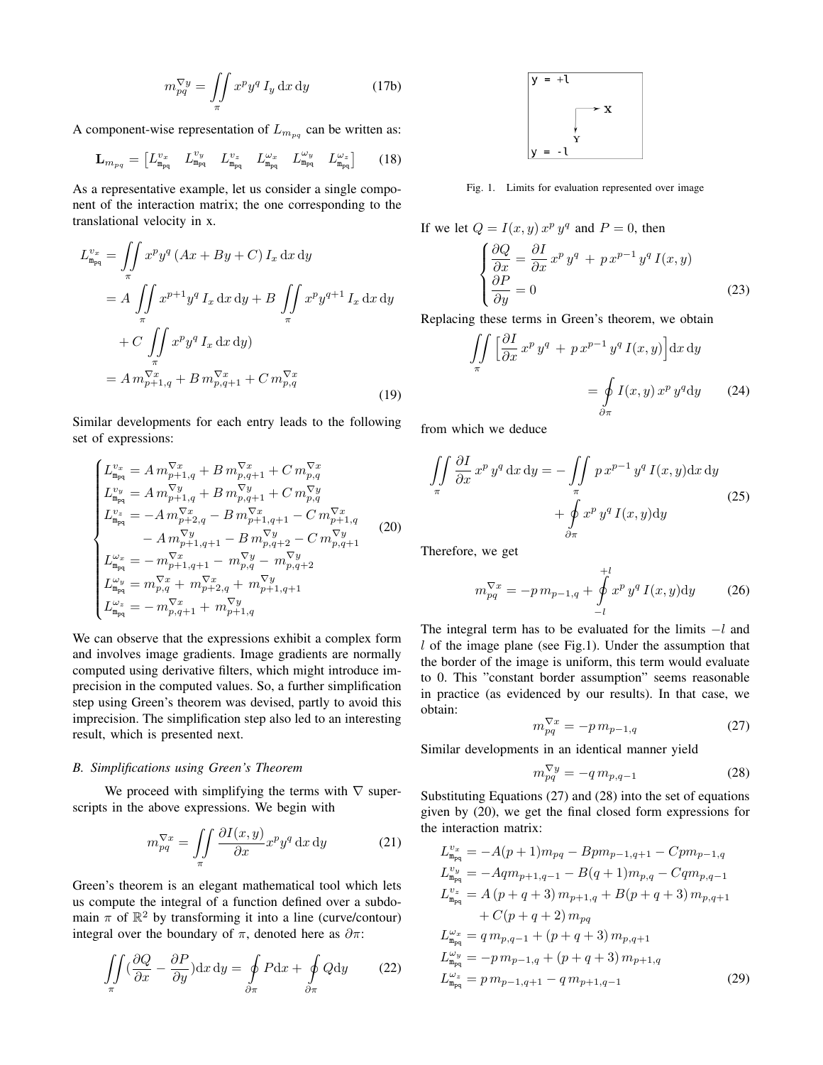$$m_{pq}^{\nabla y} = \iint_{\pi} x^p y^q \, I_y \, \mathrm{d}x \, \mathrm{d}y \tag{17b}$$

A component-wise representation of $L_{m_{pq}}$ can be written as:

$$\mathbf{L}_{m_{pq}} = \begin{bmatrix} L_{\mathtt{m}_{pq}}^{v_x} & L_{\mathtt{m}_{pq}}^{v_y} & L_{\mathtt{m}_{pq}}^{v_z} & L_{\mathtt{m}_{pq}}^{\omega_x} & L_{\mathtt{m}_{pq}}^{\omega_y} & L_{\mathtt{m}_{pq}}^{\omega_z} \end{bmatrix} \tag{18}$$

As a representative example, let us consider a single component of the interaction matrix; the one corresponding to the translational velocity in x.

$$\begin{aligned} L_{\mathtt{m}_{pq}}^{v_x} &= \iint_{\pi} x^p y^q \, (Ax + By + C) \, I_x \, \mathrm{d}x \, \mathrm{d}y \\ &= A \iint_{\pi} x^{p+1} y^q \, I_x \, \mathrm{d}x \, \mathrm{d}y + B \iint_{\pi} x^p y^{q+1} \, I_x \, \mathrm{d}x \, \mathrm{d}y \\ &\quad + C \iint_{\pi} x^p y^q \, I_x \, \mathrm{d}x \, \mathrm{d}y) \\ &= A \, m_{p+1,q}^{\nabla x} + B \, m_{p,q+1}^{\nabla x} + C \, m_{p,q}^{\nabla x} \end{aligned} \tag{19}$$

Similar developments for each entry leads to the following set of expressions:

$$\begin{cases} L_{\mathtt{m}_{pq}}^{v_x} = A \, m_{p+1,q}^{\nabla x} + B \, m_{p,q+1}^{\nabla x} + C \, m_{p,q}^{\nabla x} \\ L_{\mathtt{m}_{pq}}^{v_y} = A \, m_{p+1,q}^{\nabla y} + B \, m_{p,q+1}^{\nabla y} + C \, m_{p,q}^{\nabla y} \\ L_{\mathtt{m}_{pq}}^{v_z} = -A \, m_{p+2,q}^{\nabla x} - B \, m_{p+1,q+1}^{\nabla x} - C \, m_{p+1,q}^{\nabla x} \\ \qquad - A \, m_{p+1,q+1}^{\nabla y} - B \, m_{p,q+2}^{\nabla y} - C \, m_{p,q+1}^{\nabla y} \\ L_{\mathtt{m}_{pq}}^{\omega_x} = - m_{p+1,q+1}^{\nabla x} - m_{p,q}^{\nabla y} - m_{p,q+2}^{\nabla y} \\ L_{\mathtt{m}_{pq}}^{\omega_y} = m_{p,q}^{\nabla x} + m_{p+2,q}^{\nabla x} + m_{p+1,q+1}^{\nabla y} \\ L_{\mathtt{m}_{pq}}^{\omega_z} = - m_{p,q+1}^{\nabla x} + m_{p+1,q}^{\nabla y} \end{cases} \tag{20}$$

We can observe that the expressions exhibit a complex form and involves image gradients. Image gradients are normally computed using derivative filters, which might introduce imprecision in the computed values. So, a further simplification step using Green's theorem was devised, partly to avoid this imprecision. The simplification step also led to an interesting result, which is presented next.

### B. Simplifications using Green's Theorem

We proceed with simplifying the terms with $\nabla$ superscripts in the above expressions. We begin with

$$m_{pq}^{\nabla x} = \iint_{\pi} \frac{\partial I(x,y)}{\partial x} x^p y^q \, \mathrm{d}x \, \mathrm{d}y \tag{21}$$

Green's theorem is an elegant mathematical tool which lets us compute the integral of a function defined over a subdomain $\pi$ of $\mathbb{R}^2$ by transforming it into a line (curve/contour) integral over the boundary of $\pi$, denoted here as $\partial\pi$:

$$\iint_{\pi} (\frac{\partial Q}{\partial x} - \frac{\partial P}{\partial y}) \mathrm{d}x \, \mathrm{d}y = \oint_{\partial\pi} P \mathrm{d}x + \oint_{\partial\pi} Q \mathrm{d}y \tag{22}$$

Fig. 1. Limits for evaluation represented over image

If we let $Q = I(x,y) \, x^p \, y^q$ and $P = 0$, then

$$\begin{cases} \dfrac{\partial Q}{\partial x} = \dfrac{\partial I}{\partial x} \, x^p \, y^q \, + \, p \, x^{p-1} \, y^q \, I(x,y) \\ \dfrac{\partial P}{\partial y} = 0 \end{cases} \tag{23}$$

Replacing these terms in Green's theorem, we obtain

$$\iint_{\pi} \Big[ \frac{\partial I}{\partial x} \, x^p \, y^q \, + \, p \, x^{p-1} \, y^q \, I(x,y) \Big] \mathrm{d}x \, \mathrm{d}y = \oint_{\partial\pi} I(x,y) \, x^p \, y^q \mathrm{d}y \tag{24}$$

from which we deduce

$$\begin{aligned} \iint_{\pi} \frac{\partial I}{\partial x} \, x^p \, y^q \, \mathrm{d}x \, \mathrm{d}y = &- \iint_{\pi} p \, x^{p-1} \, y^q \, I(x,y) \mathrm{d}x \, \mathrm{d}y \\ &+ \oint_{\partial\pi} x^p \, y^q \, I(x,y) \mathrm{d}y \end{aligned} \tag{25}$$

Therefore, we get

$$m_{pq}^{\nabla x} = -p \, m_{p-1,q} + \oint_{-l}^{+l} x^p \, y^q \, I(x,y) \mathrm{d}y \tag{26}$$

The integral term has to be evaluated for the limits $-l$ and $l$ of the image plane (see Fig.1). Under the assumption that the border of the image is uniform, this term would evaluate to 0. This "constant border assumption" seems reasonable in practice (as evidenced by our results). In that case, we obtain:

$$m_{pq}^{\nabla x} = -p \, m_{p-1,q} \tag{27}$$

Similar developments in an identical manner yield

$$m_{pq}^{\nabla y} = -q \, m_{p,q-1} \tag{28}$$

Substituting Equations (27) and (28) into the set of equations given by (20), we get the final closed form expressions for the interaction matrix:

$$\begin{aligned} L_{\mathtt{m}_{pq}}^{v_x} &= -A(p+1) m_{pq} - Bp m_{p-1,q+1} - Cp m_{p-1,q} \\ L_{\mathtt{m}_{pq}}^{v_y} &= -Aq m_{p+1,q-1} - B(q+1) m_{p,q} - Cq m_{p,q-1} \\ L_{\mathtt{m}_{pq}}^{v_z} &= A \, (p+q+3) \, m_{p+1,q} + B(p+q+3) \, m_{p,q+1} \\ &\quad + C(p+q+2) \, m_{pq} \\ L_{\mathtt{m}_{pq}}^{\omega_x} &= q \, m_{p,q-1} + (p+q+3) \, m_{p,q+1} \\ L_{\mathtt{m}_{pq}}^{\omega_y} &= -p \, m_{p-1,q} + (p+q+3) \, m_{p+1,q} \\ L_{\mathtt{m}_{pq}}^{\omega_z} &= p \, m_{p-1,q+1} - q \, m_{p+1,q-1} \end{aligned} \tag{29}$$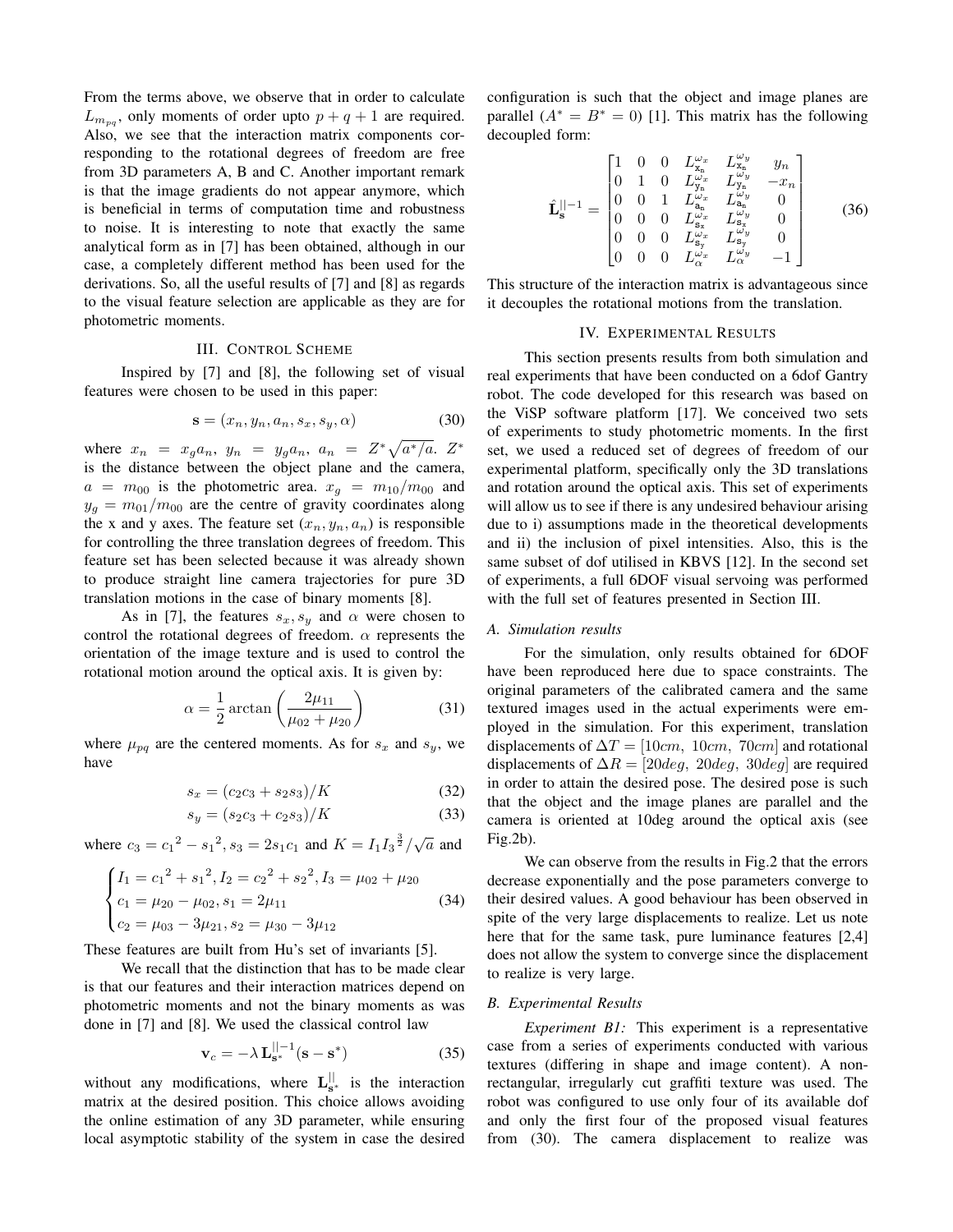From the terms above, we observe that in order to calculate $L_{m_{pq}}$, only moments of order upto $p + q + 1$ are required. Also, we see that the interaction matrix components corresponding to the rotational degrees of freedom are free from 3D parameters A, B and C. Another important remark is that the image gradients do not appear anymore, which is beneficial in terms of computation time and robustness to noise. It is interesting to note that exactly the same analytical form as in [7] has been obtained, although in our case, a completely different method has been used for the derivations. So, all the useful results of [7] and [8] as regards to the visual feature selection are applicable as they are for photometric moments.

## III. Control Scheme

Inspired by [7] and [8], the following set of visual features were chosen to be used in this paper:

$$\mathbf{s} = (x_n, y_n, a_n, s_x, s_y, \alpha) \tag{30}$$

where $x_n = x_g a_n,\ y_n = y_g a_n,\ a_n = Z^* \sqrt{a^*/a}$. $Z^*$ is the distance between the object plane and the camera, $a = m_{00}$ is the photometric area. $x_g = m_{10}/m_{00}$ and $y_g = m_{01}/m_{00}$ are the centre of gravity coordinates along the x and y axes. The feature set $(x_n, y_n, a_n)$ is responsible for controlling the three translation degrees of freedom. This feature set has been selected because it was already shown to produce straight line camera trajectories for pure 3D translation motions in the case of binary moments [8].

As in [7], the features $s_x, s_y$ and $\alpha$ were chosen to control the rotational degrees of freedom. $\alpha$ represents the orientation of the image texture and is used to control the rotational motion around the optical axis. It is given by:

$$\alpha = \frac{1}{2} \arctan\left(\frac{2\mu_{11}}{\mu_{02} + \mu_{20}}\right) \tag{31}$$

where $\mu_{pq}$ are the centered moments. As for $s_x$ and $s_y$, we have

$$s_x = (c_2 c_3 + s_2 s_3)/K \tag{32}$$

$$s_y = (s_2 c_3 + c_2 s_3)/K \tag{33}$$

where $c_3 = {c_1}^2 - {s_1}^2, s_3 = 2 s_1 c_1$ and $K = I_1 I_3^{\frac{3}{2}}/\sqrt{a}$ and

$$\begin{cases} I_1 = {c_1}^2 + {s_1}^2, I_2 = {c_2}^2 + {s_2}^2, I_3 = \mu_{02} + \mu_{20} \\ c_1 = \mu_{20} - \mu_{02}, s_1 = 2\mu_{11} \\ c_2 = \mu_{03} - 3\mu_{21}, s_2 = \mu_{30} - 3\mu_{12} \end{cases} \tag{34}$$

These features are built from Hu's set of invariants [5].

We recall that the distinction that has to be made clear is that our features and their interaction matrices depend on photometric moments and not the binary moments as was done in [7] and [8]. We used the classical control law

$$\mathbf{v}_c = -\lambda\, \mathbf{L}_{\mathbf{s}^*}^{||-1} (\mathbf{s} - \mathbf{s}^*) \tag{35}$$

without any modifications, where $\mathbf{L}_{\mathbf{s}^*}^{||}$ is the interaction matrix at the desired position. This choice allows avoiding the online estimation of any 3D parameter, while ensuring local asymptotic stability of the system in case the desired configuration is such that the object and image planes are parallel ($A^* = B^* = 0$) [1]. This matrix has the following decoupled form:

$$\hat{\mathbf{L}}_{\mathbf{s}}^{||-1} = \begin{bmatrix} 1 & 0 & 0 & L_{\mathtt{x_n}}^{\omega_x} & L_{\mathtt{x_n}}^{\omega_y} & y_n \\ 0 & 1 & 0 & L_{\mathtt{y_n}}^{\omega_x} & L_{\mathtt{y_n}}^{\omega_y} & -x_n \\ 0 & 0 & 1 & L_{\mathtt{a_n}}^{\omega_x} & L_{\mathtt{a_n}}^{\omega_y} & 0 \\ 0 & 0 & 0 & L_{\mathtt{s_x}}^{\omega_x} & L_{\mathtt{s_x}}^{\omega_y} & 0 \\ 0 & 0 & 0 & L_{\mathtt{s_y}}^{\omega_x} & L_{\mathtt{s_y}}^{\omega_y} & 0 \\ 0 & 0 & 0 & L_{\alpha}^{\omega_x} & L_{\alpha}^{\omega_y} & -1 \end{bmatrix} \tag{36}$$

This structure of the interaction matrix is advantageous since it decouples the rotational motions from the translation.

## IV. Experimental Results

This section presents results from both simulation and real experiments that have been conducted on a 6dof Gantry robot. The code developed for this research was based on the ViSP software platform [17]. We conceived two sets of experiments to study photometric moments. In the first set, we used a reduced set of degrees of freedom of our experimental platform, specifically only the 3D translations and rotation around the optical axis. This set of experiments will allow us to see if there is any undesired behaviour arising due to i) assumptions made in the theoretical developments and ii) the inclusion of pixel intensities. Also, this is the same subset of dof utilised in KBVS [12]. In the second set of experiments, a full 6DOF visual servoing was performed with the full set of features presented in Section III.

### A. Simulation results

For the simulation, only results obtained for 6DOF have been reproduced here due to space constraints. The original parameters of the calibrated camera and the same textured images used in the actual experiments were employed in the simulation. For this experiment, translation displacements of $\Delta T = [10cm,\ 10cm,\ 70cm]$ and rotational displacements of $\Delta R = [20deg,\ 20deg,\ 30deg]$ are required in order to attain the desired pose. The desired pose is such that the object and the image planes are parallel and the camera is oriented at 10deg around the optical axis (see Fig.2b).

We can observe from the results in Fig.2 that the errors decrease exponentially and the pose parameters converge to their desired values. A good behaviour has been observed in spite of the very large displacements to realize. Let us note here that for the same task, pure luminance features [2,4] does not allow the system to converge since the displacement to realize is very large.

### B. Experimental Results

*Experiment B1:* This experiment is a representative case from a series of experiments conducted with various textures (differing in shape and image content). A non-rectangular, irregularly cut graffiti texture was used. The robot was configured to use only four of its available dof and only the first four of the proposed visual features from (30). The camera displacement to realize was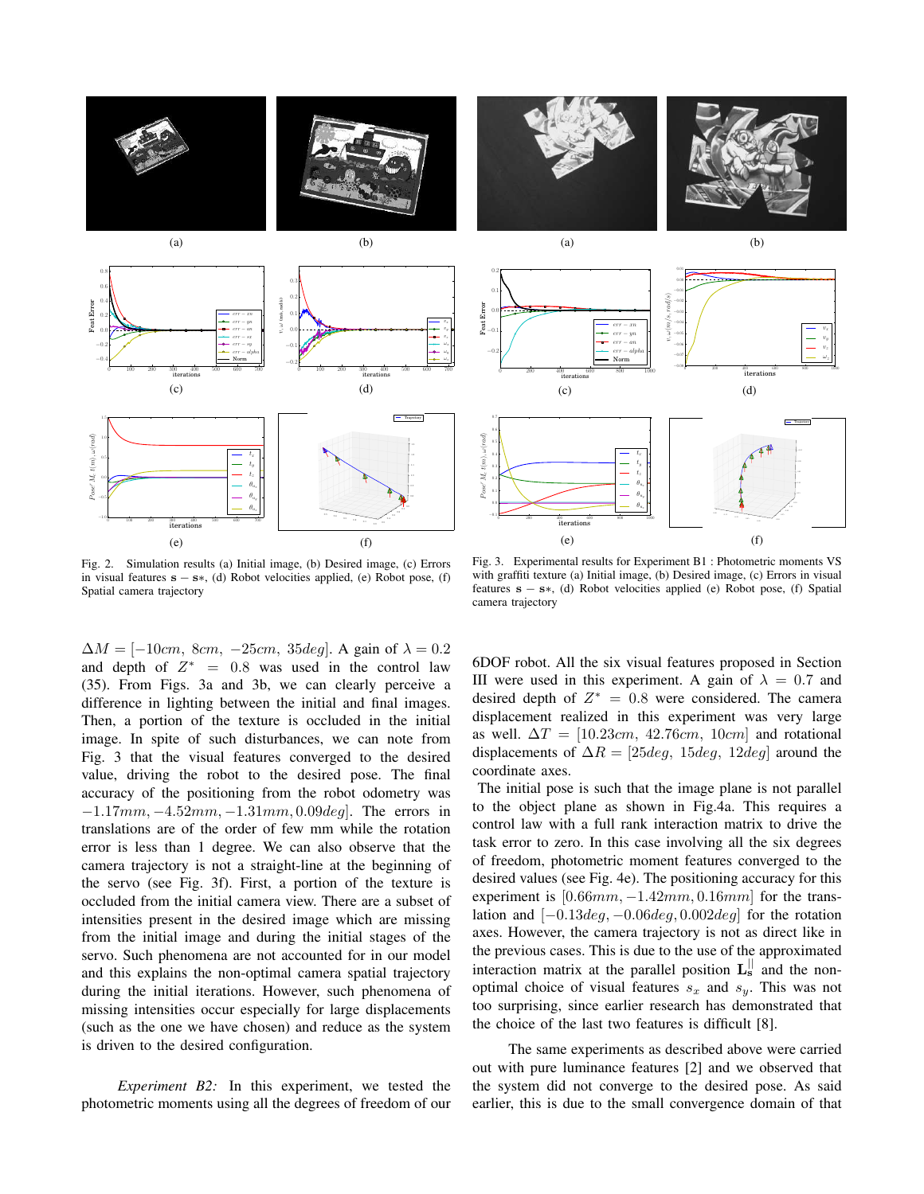Fig. 2. Simulation results (a) Initial image, (b) Desired image, (c) Errors in visual features $\mathbf{s} - \mathbf{s}*$, (d) Robot velocities applied, (e) Robot pose, (f) Spatial camera trajectory

Fig. 3. Experimental results for Experiment B1 : Photometric moments VS with graffiti texture (a) Initial image, (b) Desired image, (c) Errors in visual features $\mathbf{s} - \mathbf{s}*$, (d) Robot velocities applied (e) Robot pose, (f) Spatial camera trajectory

$\Delta M = [-10cm,\ 8cm,\ -25cm,\ 35deg]$. A gain of $\lambda = 0.2$ and depth of $Z^* = 0.8$ was used in the control law (35). From Figs. 3a and 3b, we can clearly perceive a difference in lighting between the initial and final images. Then, a portion of the texture is occluded in the initial image. In spite of such disturbances, we can note from Fig. 3 that the visual features converged to the desired value, driving the robot to the desired pose. The final accuracy of the positioning from the robot odometry was $-1.17mm, -4.52mm, -1.31mm, 0.09deg]$. The errors in translations are of the order of few mm while the rotation error is less than 1 degree. We can also observe that the camera trajectory is not a straight-line at the beginning of the servo (see Fig. 3f). First, a portion of the texture is occluded from the initial camera view. There are a subset of intensities present in the desired image which are missing from the initial image and during the initial stages of the servo. Such phenomena are not accounted for in our model and this explains the non-optimal camera spatial trajectory during the initial iterations. However, such phenomena of missing intensities occur especially for large displacements (such as the one we have chosen) and reduce as the system is driven to the desired configuration.

*Experiment B2:* In this experiment, we tested the photometric moments using all the degrees of freedom of our 6DOF robot. All the six visual features proposed in Section III were used in this experiment. A gain of $\lambda = 0.7$ and desired depth of $Z^* = 0.8$ were considered. The camera displacement realized in this experiment was very large as well. $\Delta T = [10.23cm,\ 42.76cm,\ 10cm]$ and rotational displacements of $\Delta R = [25deg,\ 15deg,\ 12deg]$ around the coordinate axes.

The initial pose is such that the image plane is not parallel to the object plane as shown in Fig.4a. This requires a control law with a full rank interaction matrix to drive the task error to zero. In this case involving all the six degrees of freedom, photometric moment features converged to the desired values (see Fig. 4e). The positioning accuracy for this experiment is $[0.66mm, -1.42mm, 0.16mm]$ for the translation and $[-0.13deg, -0.06deg, 0.002deg]$ for the rotation axes. However, the camera trajectory is not as direct like in the previous cases. This is due to the use of the approximated interaction matrix at the parallel position $\mathbf{L}_\mathbf{s}^{||}$ and the non-optimal choice of visual features $s_x$ and $s_y$. This was not too surprising, since earlier research has demonstrated that the choice of the last two features is difficult [8].

The same experiments as described above were carried out with pure luminance features [2] and we observed that the system did not converge to the desired pose. As said earlier, this is due to the small convergence domain of that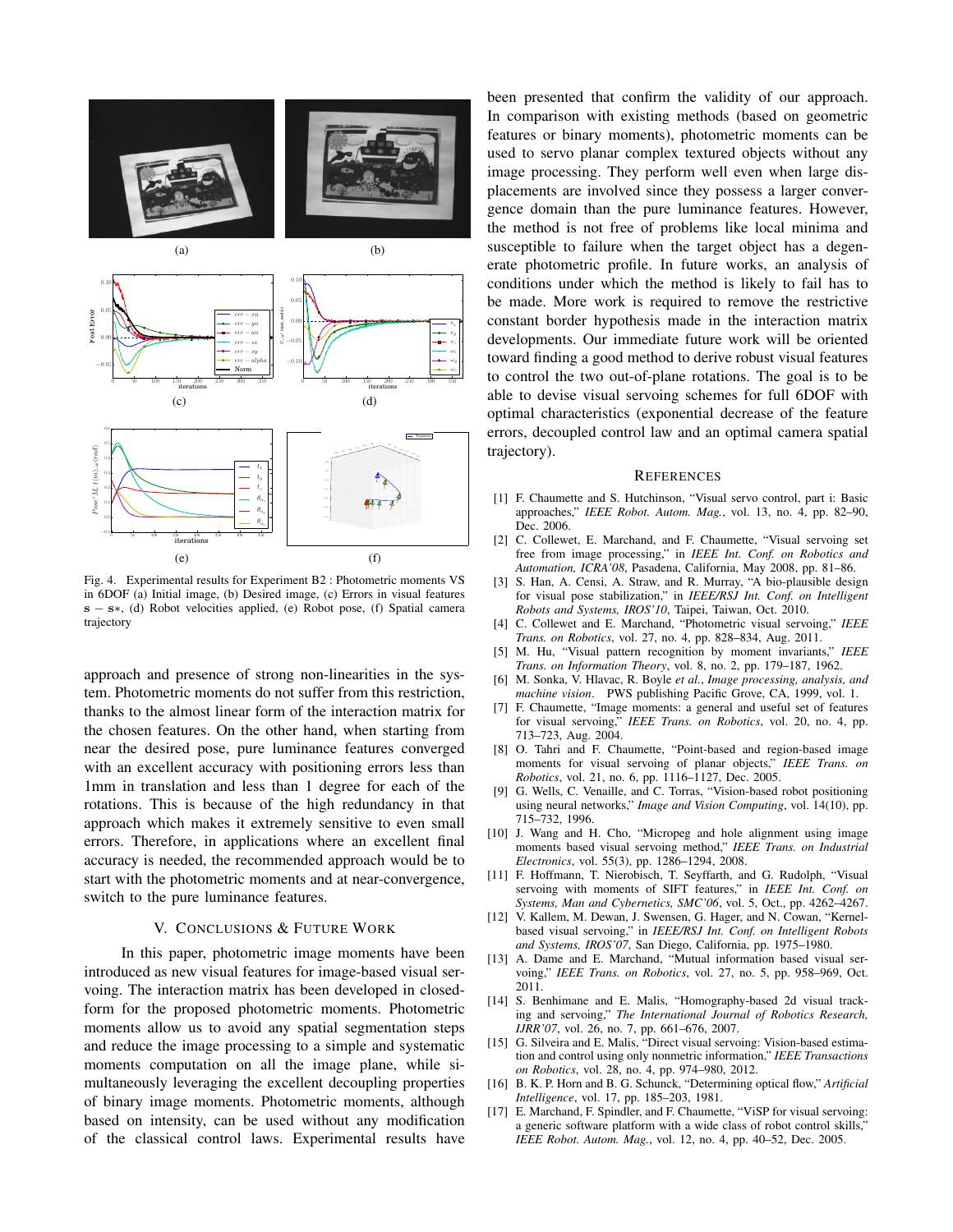(a)

(b)

(c)

(d)

(e)

(f)

Fig. 4. Experimental results for Experiment B2 : Photometric moments VS in 6DOF (a) Initial image, (b) Desired image, (c) Errors in visual features $\mathbf{s} - \mathbf{s}*$, (d) Robot velocities applied, (e) Robot pose, (f) Spatial camera trajectory

approach and presence of strong non-linearities in the system. Photometric moments do not suffer from this restriction, thanks to the almost linear form of the interaction matrix for the chosen features. On the other hand, when starting from near the desired pose, pure luminance features converged with an excellent accuracy with positioning errors less than 1mm in translation and less than 1 degree for each of the rotations. This is because of the high redundancy in that approach which makes it extremely sensitive to even small errors. Therefore, in applications where an excellent final accuracy is needed, the recommended approach would be to start with the photometric moments and at near-convergence, switch to the pure luminance features.

## V. Conclusions & Future Work

In this paper, photometric image moments have been introduced as new visual features for image-based visual servoing. The interaction matrix has been developed in closed-form for the proposed photometric moments. Photometric moments allow us to avoid any spatial segmentation steps and reduce the image processing to a simple and systematic moments computation on all the image plane, while simultaneously leveraging the excellent decoupling properties of binary image moments. Photometric moments, although based on intensity, can be used without any modification of the classical control laws. Experimental results have been presented that confirm the validity of our approach. In comparison with existing methods (based on geometric features or binary moments), photometric moments can be used to servo planar complex textured objects without any image processing. They perform well even when large displacements are involved since they possess a larger convergence domain than the pure luminance features. However, the method is not free of problems like local minima and susceptible to failure when the target object has a degenerate photometric profile. In future works, an analysis of conditions under which the method is likely to fail has to be made. More work is required to remove the restrictive constant border hypothesis made in the interaction matrix developments. Our immediate future work will be oriented toward finding a good method to derive robust visual features to control the two out-of-plane rotations. The goal is to be able to devise visual servoing schemes for full 6DOF with optimal characteristics (exponential decrease of the feature errors, decoupled control law and an optimal camera spatial trajectory).

## References

[1] F. Chaumette and S. Hutchinson, "Visual servo control, part i: Basic approaches," *IEEE Robot. Autom. Mag.*, vol. 13, no. 4, pp. 82–90, Dec. 2006.

[2] C. Collewet, E. Marchand, and F. Chaumette, "Visual servoing set free from image processing," in *IEEE Int. Conf. on Robotics and Automation, ICRA'08*, Pasadena, California, May 2008, pp. 81–86.

[3] S. Han, A. Censi, A. Straw, and R. Murray, "A bio-plausible design for visual pose stabilization," in *IEEE/RSJ Int. Conf. on Intelligent Robots and Systems, IROS'10*, Taipei, Taiwan, Oct. 2010.

[4] C. Collewet and E. Marchand, "Photometric visual servoing," *IEEE Trans. on Robotics*, vol. 27, no. 4, pp. 828–834, Aug. 2011.

[5] M. Hu, "Visual pattern recognition by moment invariants," *IEEE Trans. on Information Theory*, vol. 8, no. 2, pp. 179–187, 1962.

[6] M. Sonka, V. Hlavac, R. Boyle *et al.*, *Image processing, analysis, and machine vision*. PWS publishing Pacific Grove, CA, 1999, vol. 1.

[7] F. Chaumette, "Image moments: a general and useful set of features for visual servoing," *IEEE Trans. on Robotics*, vol. 20, no. 4, pp. 713–723, Aug. 2004.

[8] O. Tahri and F. Chaumette, "Point-based and region-based image moments for visual servoing of planar objects," *IEEE Trans. on Robotics*, vol. 21, no. 6, pp. 1116–1127, Dec. 2005.

[9] G. Wells, C. Venaille, and C. Torras, "Vision-based robot positioning using neural networks," *Image and Vision Computing*, vol. 14(10), pp. 715–732, 1996.

[10] J. Wang and H. Cho, "Micropeg and hole alignment using image moments based visual servoing method," *IEEE Trans. on Industrial Electronics*, vol. 55(3), pp. 1286–1294, 2008.

[11] F. Hoffmann, T. Nierobisch, T. Seyffarth, and G. Rudolph, "Visual servoing with moments of SIFT features," in *IEEE Int. Conf. on Systems, Man and Cybernetics, SMC'06*, vol. 5, Oct., pp. 4262–4267.

[12] V. Kallem, M. Dewan, J. Swensen, G. Hager, and N. Cowan, "Kernel-based visual servoing," in *IEEE/RSJ Int. Conf. on Intelligent Robots and Systems, IROS'07*, San Diego, California, pp. 1975–1980.

[13] A. Dame and E. Marchand, "Mutual information based visual servoing," *IEEE Trans. on Robotics*, vol. 27, no. 5, pp. 958–969, Oct. 2011.

[14] S. Benhimane and E. Malis, "Homography-based 2d visual tracking and servoing," *The International Journal of Robotics Research, IJRR'07*, vol. 26, no. 7, pp. 661–676, 2007.

[15] G. Silveira and E. Malis, "Direct visual servoing: Vision-based estimation and control using only nonmetric information," *IEEE Transactions on Robotics*, vol. 28, no. 4, pp. 974–980, 2012.

[16] B. K. P. Horn and B. G. Schunck, "Determining optical flow," *Artificial Intelligence*, vol. 17, pp. 185–203, 1981.

[17] E. Marchand, F. Spindler, and F. Chaumette, "ViSP for visual servoing: a generic software platform with a wide class of robot control skills," *IEEE Robot. Autom. Mag.*, vol. 12, no. 4, pp. 40–52, Dec. 2005.